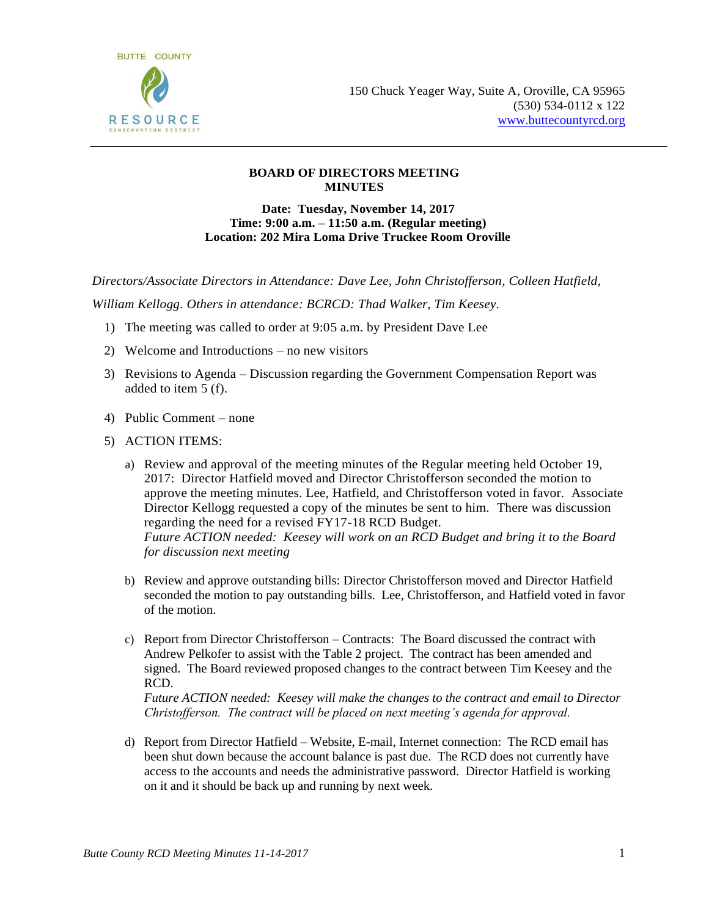BUTTE COUNTY

RESOURCE
CONSERVATION DISTRICT

150 Chuck Yeager Way, Suite A, Oroville, CA 95965
(530) 534-0112 x 122
www.buttecountyrcd.org

# BOARD OF DIRECTORS MEETING MINUTES

**Date: Tuesday, November 14, 2017**
**Time: 9:00 a.m. – 11:50 a.m. (Regular meeting)**
**Location: 202 Mira Loma Drive Truckee Room Oroville**

*Directors/Associate Directors in Attendance: Dave Lee, John Christofferson, Colleen Hatfield, William Kellogg. Others in attendance: BCRCD: Thad Walker, Tim Keesey.*

1) The meeting was called to order at 9:05 a.m. by President Dave Lee
2) Welcome and Introductions – no new visitors
3) Revisions to Agenda – Discussion regarding the Government Compensation Report was added to item 5 (f).
4) Public Comment – none
5) ACTION ITEMS:
   a) Review and approval of the meeting minutes of the Regular meeting held October 19, 2017: Director Hatfield moved and Director Christofferson seconded the motion to approve the meeting minutes. Lee, Hatfield, and Christofferson voted in favor. Associate Director Kellogg requested a copy of the minutes be sent to him. There was discussion regarding the need for a revised FY17-18 RCD Budget.
   *Future ACTION needed: Keesey will work on an RCD Budget and bring it to the Board for discussion next meeting*

   b) Review and approve outstanding bills: Director Christofferson moved and Director Hatfield seconded the motion to pay outstanding bills. Lee, Christofferson, and Hatfield voted in favor of the motion.

   c) Report from Director Christofferson – Contracts: The Board discussed the contract with Andrew Pelkofer to assist with the Table 2 project. The contract has been amended and signed. The Board reviewed proposed changes to the contract between Tim Keesey and the RCD.
   *Future ACTION needed: Keesey will make the changes to the contract and email to Director Christofferson. The contract will be placed on next meeting's agenda for approval.*

   d) Report from Director Hatfield – Website, E-mail, Internet connection: The RCD email has been shut down because the account balance is past due. The RCD does not currently have access to the accounts and needs the administrative password. Director Hatfield is working on it and it should be back up and running by next week.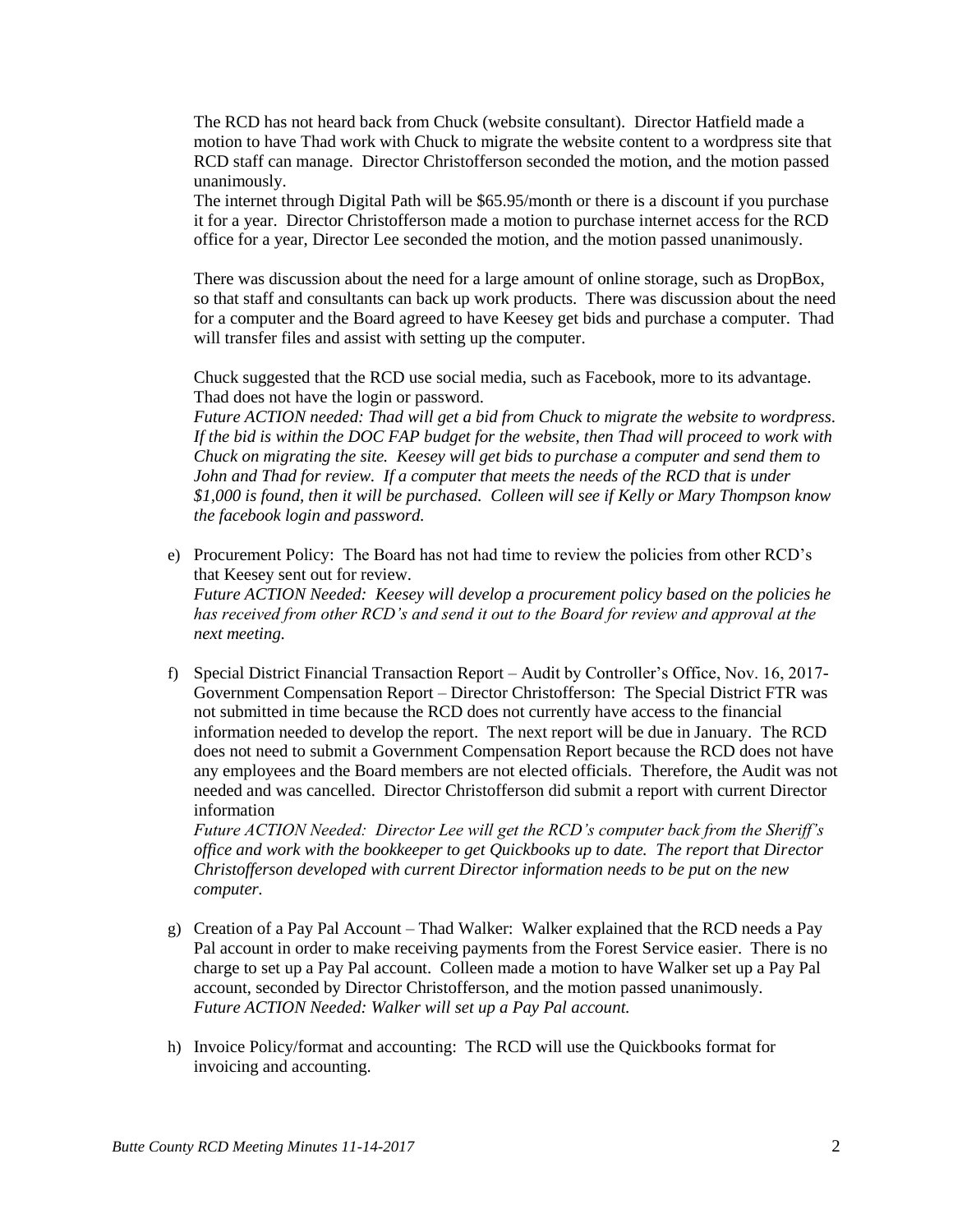The RCD has not heard back from Chuck (website consultant). Director Hatfield made a motion to have Thad work with Chuck to migrate the website content to a wordpress site that RCD staff can manage. Director Christofferson seconded the motion, and the motion passed unanimously.

The internet through Digital Path will be $65.95/month or there is a discount if you purchase it for a year. Director Christofferson made a motion to purchase internet access for the RCD office for a year, Director Lee seconded the motion, and the motion passed unanimously.

There was discussion about the need for a large amount of online storage, such as DropBox, so that staff and consultants can back up work products. There was discussion about the need for a computer and the Board agreed to have Keesey get bids and purchase a computer. Thad will transfer files and assist with setting up the computer.

Chuck suggested that the RCD use social media, such as Facebook, more to its advantage. Thad does not have the login or password.

*Future ACTION needed: Thad will get a bid from Chuck to migrate the website to wordpress. If the bid is within the DOC FAP budget for the website, then Thad will proceed to work with Chuck on migrating the site. Keesey will get bids to purchase a computer and send them to John and Thad for review. If a computer that meets the needs of the RCD that is under $1,000 is found, then it will be purchased. Colleen will see if Kelly or Mary Thompson know the facebook login and password.*

e) Procurement Policy: The Board has not had time to review the policies from other RCD's that Keesey sent out for review.
*Future ACTION Needed: Keesey will develop a procurement policy based on the policies he has received from other RCD's and send it out to the Board for review and approval at the next meeting.*

f) Special District Financial Transaction Report – Audit by Controller's Office, Nov. 16, 2017- Government Compensation Report – Director Christofferson: The Special District FTR was not submitted in time because the RCD does not currently have access to the financial information needed to develop the report. The next report will be due in January. The RCD does not need to submit a Government Compensation Report because the RCD does not have any employees and the Board members are not elected officials. Therefore, the Audit was not needed and was cancelled. Director Christofferson did submit a report with current Director information
*Future ACTION Needed: Director Lee will get the RCD's computer back from the Sheriff's office and work with the bookkeeper to get Quickbooks up to date. The report that Director Christofferson developed with current Director information needs to be put on the new computer.*

g) Creation of a Pay Pal Account – Thad Walker: Walker explained that the RCD needs a Pay Pal account in order to make receiving payments from the Forest Service easier. There is no charge to set up a Pay Pal account. Colleen made a motion to have Walker set up a Pay Pal account, seconded by Director Christofferson, and the motion passed unanimously.
*Future ACTION Needed: Walker will set up a Pay Pal account.*

h) Invoice Policy/format and accounting: The RCD will use the Quickbooks format for invoicing and accounting.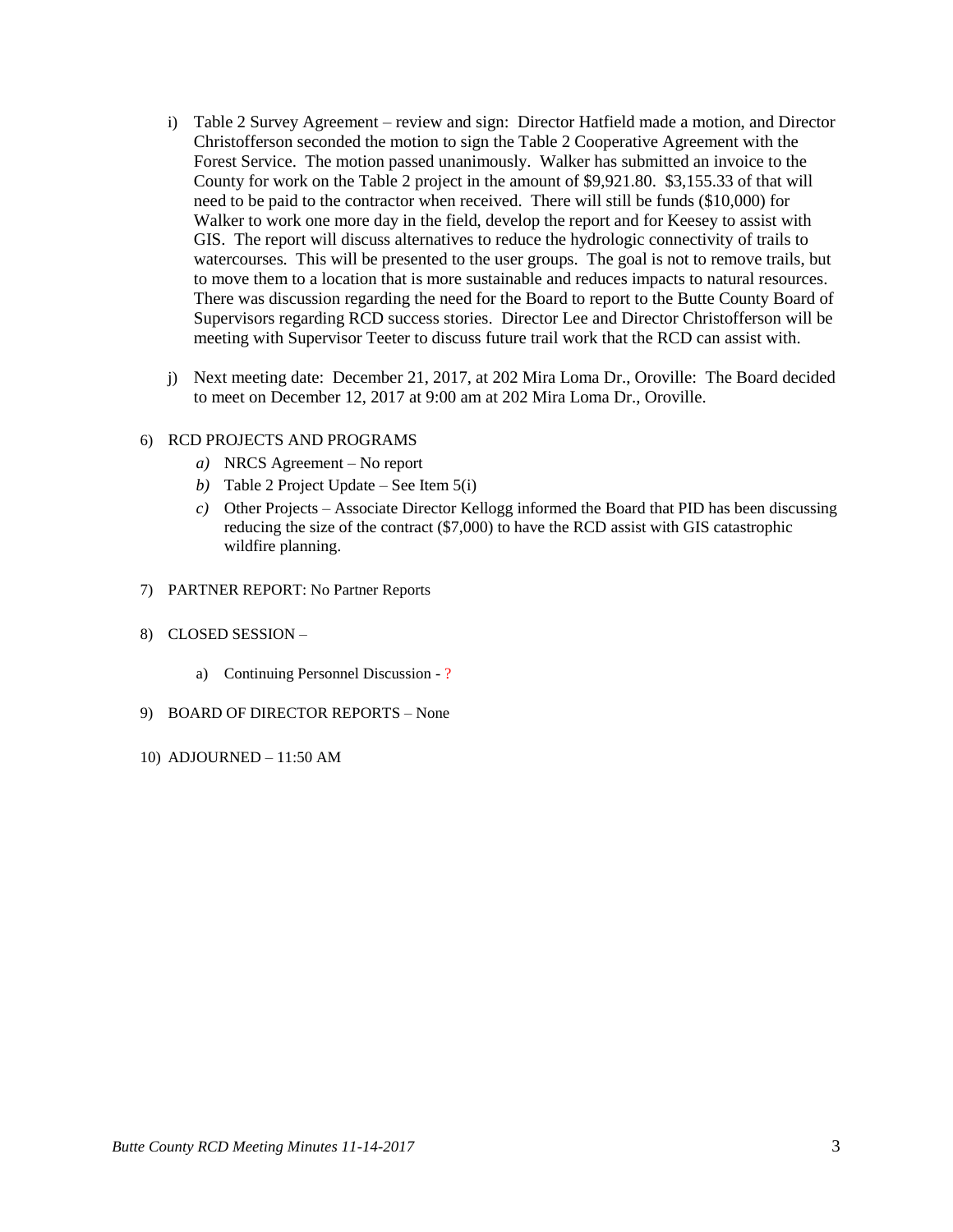i) Table 2 Survey Agreement – review and sign: Director Hatfield made a motion, and Director Christofferson seconded the motion to sign the Table 2 Cooperative Agreement with the Forest Service. The motion passed unanimously. Walker has submitted an invoice to the County for work on the Table 2 project in the amount of $9,921.80. $3,155.33 of that will need to be paid to the contractor when received. There will still be funds ($10,000) for Walker to work one more day in the field, develop the report and for Keesey to assist with GIS. The report will discuss alternatives to reduce the hydrologic connectivity of trails to watercourses. This will be presented to the user groups. The goal is not to remove trails, but to move them to a location that is more sustainable and reduces impacts to natural resources. There was discussion regarding the need for the Board to report to the Butte County Board of Supervisors regarding RCD success stories. Director Lee and Director Christofferson will be meeting with Supervisor Teeter to discuss future trail work that the RCD can assist with.

j) Next meeting date: December 21, 2017, at 202 Mira Loma Dr., Oroville: The Board decided to meet on December 12, 2017 at 9:00 am at 202 Mira Loma Dr., Oroville.

6) RCD PROJECTS AND PROGRAMS
   *a)* NRCS Agreement – No report
   *b)* Table 2 Project Update – See Item 5(i)
   *c)* Other Projects – Associate Director Kellogg informed the Board that PID has been discussing reducing the size of the contract ($7,000) to have the RCD assist with GIS catastrophic wildfire planning.

7) PARTNER REPORT: No Partner Reports

8) CLOSED SESSION –

   a) Continuing Personnel Discussion - ?

9) BOARD OF DIRECTOR REPORTS – None

10) ADJOURNED – 11:50 AM